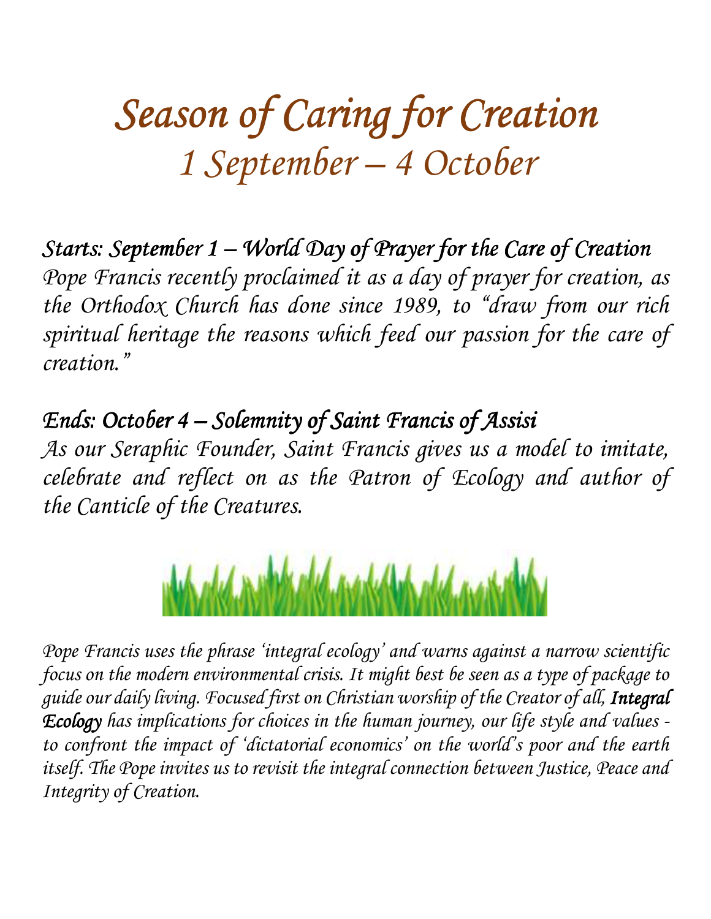# *Season of Caring for Creation*
## *1 September – 4 October*

### *Starts: September 1 – World Day of Prayer for the Care of Creation*

*Pope Francis recently proclaimed it as a day of prayer for creation, as the Orthodox Church has done since 1989, to "draw from our rich spiritual heritage the reasons which feed our passion for the care of creation."*

### *Ends: October 4 – Solemnity of Saint Francis of Assisi*

*As our Seraphic Founder, Saint Francis gives us a model to imitate, celebrate and reflect on as the Patron of Ecology and author of the Canticle of the Creatures.*

*Pope Francis uses the phrase 'integral ecology' and warns against a narrow scientific focus on the modern environmental crisis. It might best be seen as a type of package to guide our daily living. Focused first on Christian worship of the Creator of all,* ***Integral Ecology*** *has implications for choices in the human journey, our life style and values - to confront the impact of 'dictatorial economics' on the world's poor and the earth itself. The Pope invites us to revisit the integral connection between Justice, Peace and Integrity of Creation.*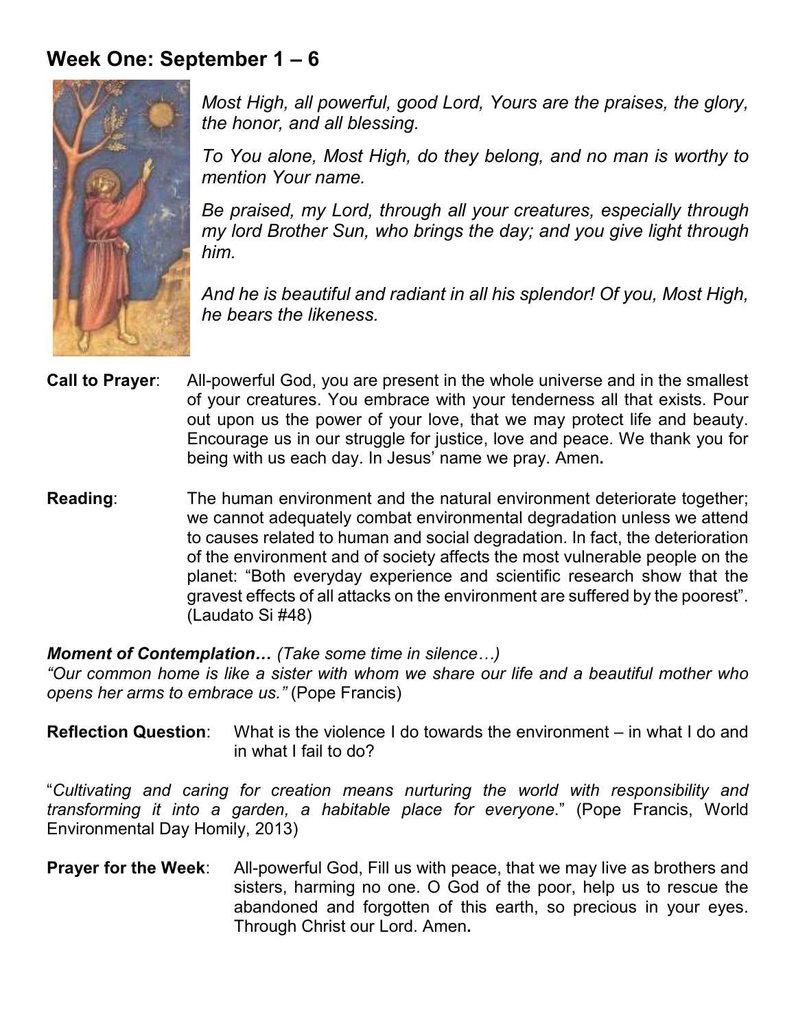## Week One: September 1 – 6

*Most High, all powerful, good Lord, Yours are the praises, the glory, the honor, and all blessing.*

*To You alone, Most High, do they belong, and no man is worthy to mention Your name.*

*Be praised, my Lord, through all your creatures, especially through my lord Brother Sun, who brings the day; and you give light through him.*

*And he is beautiful and radiant in all his splendor! Of you, Most High, he bears the likeness.*

**Call to Prayer**: All-powerful God, you are present in the whole universe and in the smallest of your creatures. You embrace with your tenderness all that exists. Pour out upon us the power of your love, that we may protect life and beauty. Encourage us in our struggle for justice, love and peace. We thank you for being with us each day. In Jesus' name we pray. Amen**.**

**Reading**: The human environment and the natural environment deteriorate together; we cannot adequately combat environmental degradation unless we attend to causes related to human and social degradation. In fact, the deterioration of the environment and of society affects the most vulnerable people on the planet: "Both everyday experience and scientific research show that the gravest effects of all attacks on the environment are suffered by the poorest". (Laudato Si #48)

***Moment of Contemplation…*** *(Take some time in silence…)*
*"Our common home is like a sister with whom we share our life and a beautiful mother who opens her arms to embrace us."* (Pope Francis)

**Reflection Question**: What is the violence I do towards the environment – in what I do and in what I fail to do?

"*Cultivating and caring for creation means nurturing the world with responsibility and transforming it into a garden, a habitable place for everyone*." (Pope Francis, World Environmental Day Homily, 2013)

**Prayer for the Week**: All-powerful God, Fill us with peace, that we may live as brothers and sisters, harming no one. O God of the poor, help us to rescue the abandoned and forgotten of this earth, so precious in your eyes. Through Christ our Lord. Amen**.**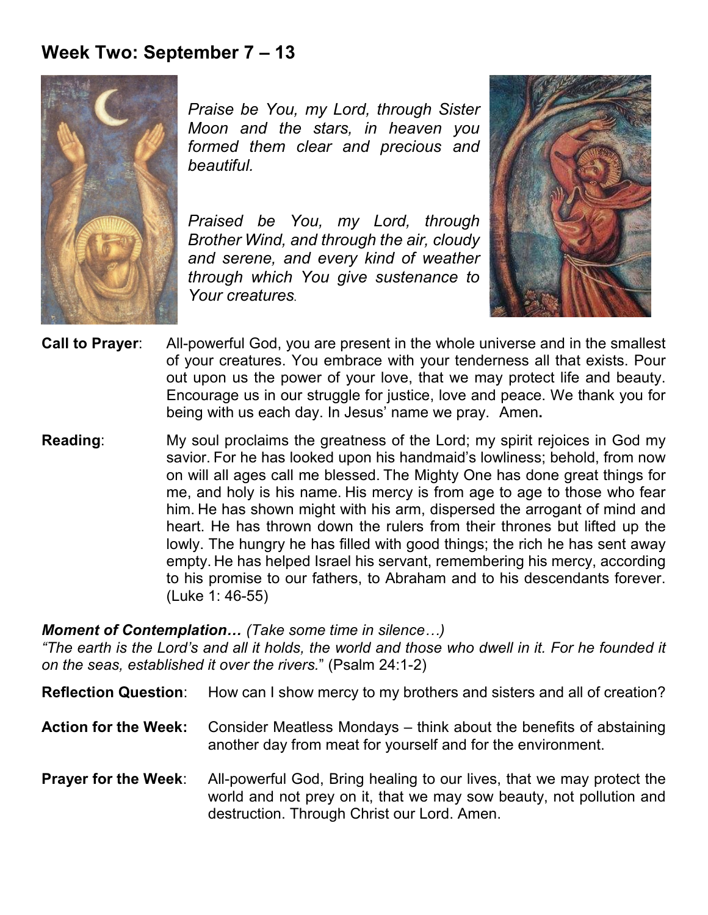## Week Two: September 7 – 13

*Praise be You, my Lord, through Sister Moon and the stars, in heaven you formed them clear and precious and beautiful.*

*Praised be You, my Lord, through Brother Wind, and through the air, cloudy and serene, and every kind of weather through which You give sustenance to Your creatures.*

**Call to Prayer**: All-powerful God, you are present in the whole universe and in the smallest of your creatures. You embrace with your tenderness all that exists. Pour out upon us the power of your love, that we may protect life and beauty. Encourage us in our struggle for justice, love and peace. We thank you for being with us each day. In Jesus' name we pray. Amen**.**

**Reading**: My soul proclaims the greatness of the Lord; my spirit rejoices in God my savior. For he has looked upon his handmaid's lowliness; behold, from now on will all ages call me blessed. The Mighty One has done great things for me, and holy is his name. His mercy is from age to age to those who fear him. He has shown might with his arm, dispersed the arrogant of mind and heart. He has thrown down the rulers from their thrones but lifted up the lowly. The hungry he has filled with good things; the rich he has sent away empty. He has helped Israel his servant, remembering his mercy, according to his promise to our fathers, to Abraham and to his descendants forever. (Luke 1: 46-55)

***Moment of Contemplation…*** *(Take some time in silence…)*
*"The earth is the Lord's and all it holds, the world and those who dwell in it. For he founded it on the seas, established it over the rivers.*" (Psalm 24:1-2)

**Reflection Question**: How can I show mercy to my brothers and sisters and all of creation?

**Action for the Week:** Consider Meatless Mondays – think about the benefits of abstaining another day from meat for yourself and for the environment.

**Prayer for the Week**: All-powerful God, Bring healing to our lives, that we may protect the world and not prey on it, that we may sow beauty, not pollution and destruction. Through Christ our Lord. Amen.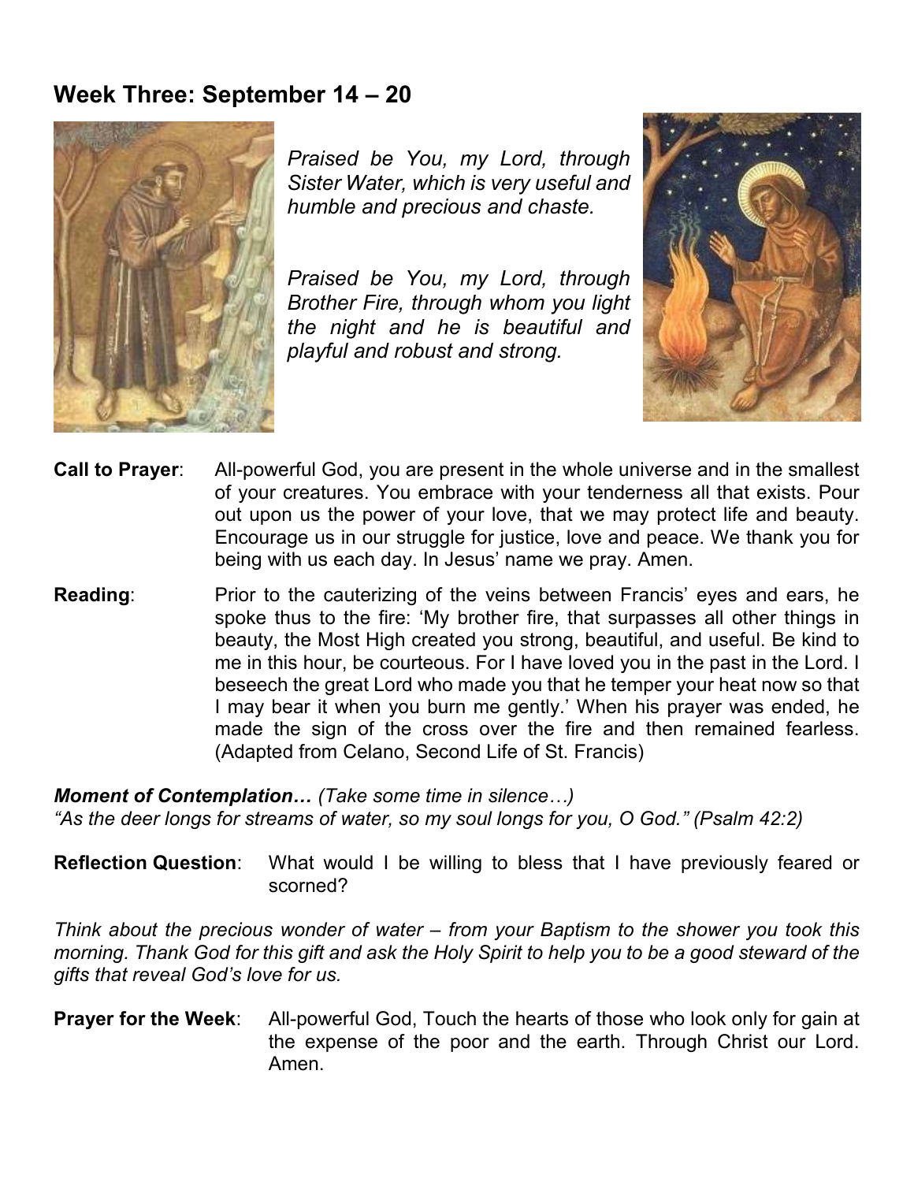## Week Three: September 14 – 20

*Praised be You, my Lord, through Sister Water, which is very useful and humble and precious and chaste.*

*Praised be You, my Lord, through Brother Fire, through whom you light the night and he is beautiful and playful and robust and strong.*

**Call to Prayer**: All-powerful God, you are present in the whole universe and in the smallest of your creatures. You embrace with your tenderness all that exists. Pour out upon us the power of your love, that we may protect life and beauty. Encourage us in our struggle for justice, love and peace. We thank you for being with us each day. In Jesus' name we pray. Amen.

**Reading**: Prior to the cauterizing of the veins between Francis' eyes and ears, he spoke thus to the fire: 'My brother fire, that surpasses all other things in beauty, the Most High created you strong, beautiful, and useful. Be kind to me in this hour, be courteous. For I have loved you in the past in the Lord. I beseech the great Lord who made you that he temper your heat now so that I may bear it when you burn me gently.' When his prayer was ended, he made the sign of the cross over the fire and then remained fearless. (Adapted from Celano, Second Life of St. Francis)

***Moment of Contemplation…*** *(Take some time in silence…)*
*"As the deer longs for streams of water, so my soul longs for you, O God." (Psalm 42:2)*

**Reflection Question**: What would I be willing to bless that I have previously feared or scorned?

*Think about the precious wonder of water – from your Baptism to the shower you took this morning. Thank God for this gift and ask the Holy Spirit to help you to be a good steward of the gifts that reveal God's love for us.*

**Prayer for the Week**: All-powerful God, Touch the hearts of those who look only for gain at the expense of the poor and the earth. Through Christ our Lord. Amen.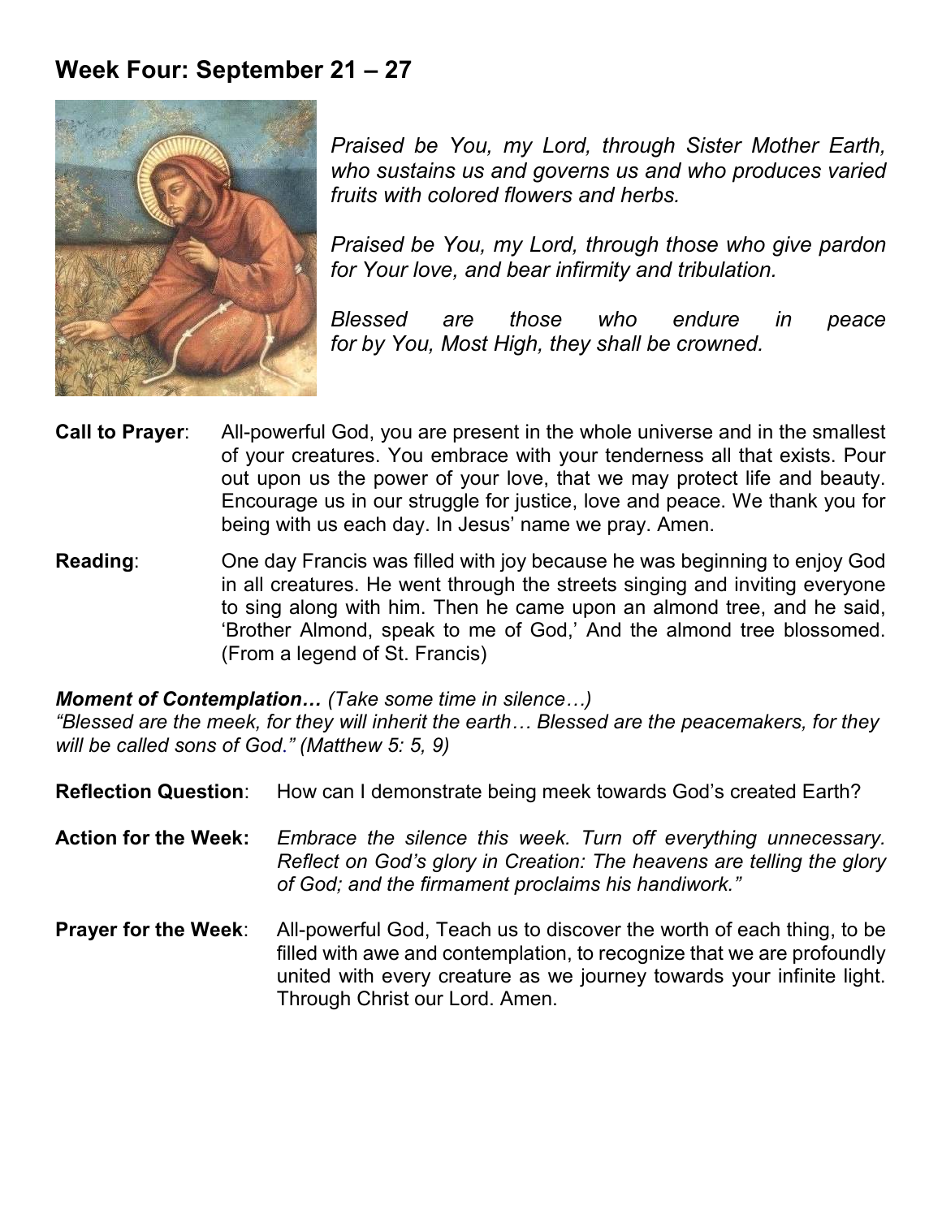## Week Four: September 21 – 27

*Praised be You, my Lord, through Sister Mother Earth, who sustains us and governs us and who produces varied fruits with colored flowers and herbs.*

*Praised be You, my Lord, through those who give pardon for Your love, and bear infirmity and tribulation.*

*Blessed are those who endure in peace for by You, Most High, they shall be crowned.*

**Call to Prayer**: All-powerful God, you are present in the whole universe and in the smallest of your creatures. You embrace with your tenderness all that exists. Pour out upon us the power of your love, that we may protect life and beauty. Encourage us in our struggle for justice, love and peace. We thank you for being with us each day. In Jesus' name we pray. Amen.

**Reading**: One day Francis was filled with joy because he was beginning to enjoy God in all creatures. He went through the streets singing and inviting everyone to sing along with him. Then he came upon an almond tree, and he said, 'Brother Almond, speak to me of God,' And the almond tree blossomed. (From a legend of St. Francis)

***Moment of Contemplation…*** *(Take some time in silence…)*
*"Blessed are the meek, for they will inherit the earth… Blessed are the peacemakers, for they will be called sons of God." (Matthew 5: 5, 9)*

**Reflection Question**: How can I demonstrate being meek towards God's created Earth?

**Action for the Week:** *Embrace the silence this week. Turn off everything unnecessary. Reflect on God's glory in Creation: The heavens are telling the glory of God; and the firmament proclaims his handiwork."*

**Prayer for the Week**: All-powerful God, Teach us to discover the worth of each thing, to be filled with awe and contemplation, to recognize that we are profoundly united with every creature as we journey towards your infinite light. Through Christ our Lord. Amen.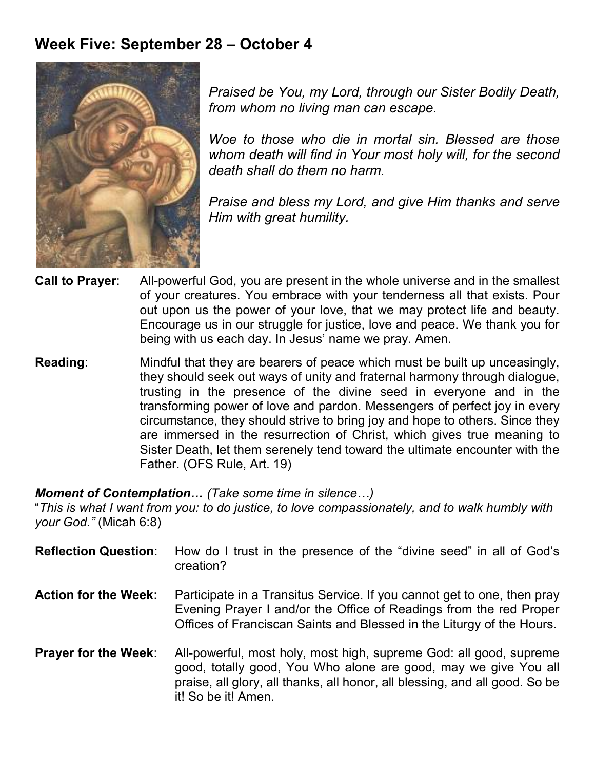## Week Five: September 28 – October 4

*Praised be You, my Lord, through our Sister Bodily Death, from whom no living man can escape.*

*Woe to those who die in mortal sin. Blessed are those whom death will find in Your most holy will, for the second death shall do them no harm.*

*Praise and bless my Lord, and give Him thanks and serve Him with great humility.*

**Call to Prayer**: All-powerful God, you are present in the whole universe and in the smallest of your creatures. You embrace with your tenderness all that exists. Pour out upon us the power of your love, that we may protect life and beauty. Encourage us in our struggle for justice, love and peace. We thank you for being with us each day. In Jesus' name we pray. Amen.

**Reading**: Mindful that they are bearers of peace which must be built up unceasingly, they should seek out ways of unity and fraternal harmony through dialogue, trusting in the presence of the divine seed in everyone and in the transforming power of love and pardon. Messengers of perfect joy in every circumstance, they should strive to bring joy and hope to others. Since they are immersed in the resurrection of Christ, which gives true meaning to Sister Death, let them serenely tend toward the ultimate encounter with the Father. (OFS Rule, Art. 19)

***Moment of Contemplation…*** *(Take some time in silence…)*
"*This is what I want from you: to do justice, to love compassionately, and to walk humbly with your God."* (Micah 6:8)

**Reflection Question**: How do I trust in the presence of the "divine seed" in all of God's creation?

**Action for the Week:** Participate in a Transitus Service. If you cannot get to one, then pray Evening Prayer I and/or the Office of Readings from the red Proper Offices of Franciscan Saints and Blessed in the Liturgy of the Hours.

**Prayer for the Week**: All-powerful, most holy, most high, supreme God: all good, supreme good, totally good, You Who alone are good, may we give You all praise, all glory, all thanks, all honor, all blessing, and all good. So be it! So be it! Amen.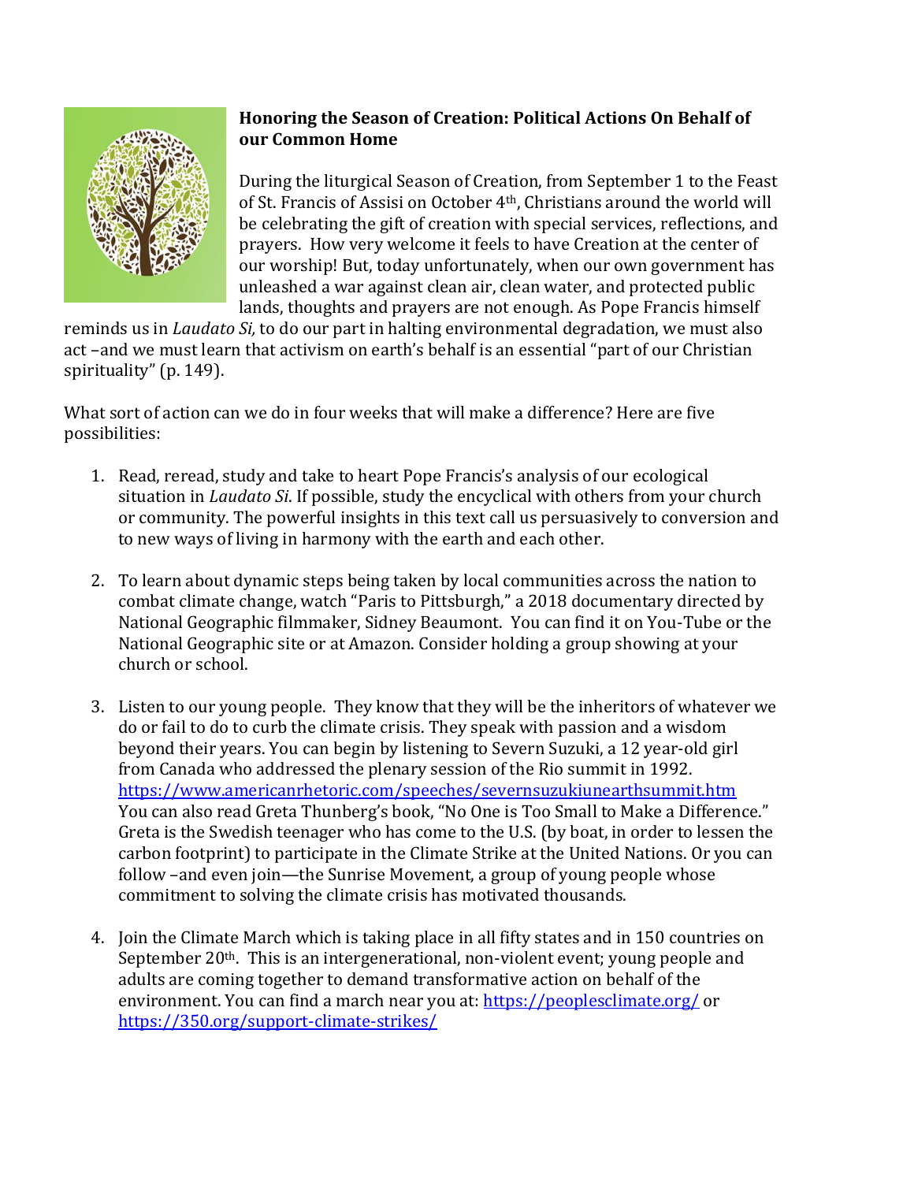**Honoring the Season of Creation: Political Actions On Behalf of our Common Home**

During the liturgical Season of Creation, from September 1 to the Feast of St. Francis of Assisi on October 4th, Christians around the world will be celebrating the gift of creation with special services, reflections, and prayers. How very welcome it feels to have Creation at the center of our worship! But, today unfortunately, when our own government has unleashed a war against clean air, clean water, and protected public lands, thoughts and prayers are not enough. As Pope Francis himself reminds us in *Laudato Si,* to do our part in halting environmental degradation, we must also act –and we must learn that activism on earth's behalf is an essential "part of our Christian spirituality" (p. 149).

What sort of action can we do in four weeks that will make a difference? Here are five possibilities:

1. Read, reread, study and take to heart Pope Francis's analysis of our ecological situation in *Laudato Si*. If possible, study the encyclical with others from your church or community. The powerful insights in this text call us persuasively to conversion and to new ways of living in harmony with the earth and each other.

2. To learn about dynamic steps being taken by local communities across the nation to combat climate change, watch "Paris to Pittsburgh," a 2018 documentary directed by National Geographic filmmaker, Sidney Beaumont. You can find it on You-Tube or the National Geographic site or at Amazon. Consider holding a group showing at your church or school.

3. Listen to our young people. They know that they will be the inheritors of whatever we do or fail to do to curb the climate crisis. They speak with passion and a wisdom beyond their years. You can begin by listening to Severn Suzuki, a 12 year-old girl from Canada who addressed the plenary session of the Rio summit in 1992. https://www.americanrhetoric.com/speeches/severnsuzukiunearthsummit.htm You can also read Greta Thunberg's book, "No One is Too Small to Make a Difference." Greta is the Swedish teenager who has come to the U.S. (by boat, in order to lessen the carbon footprint) to participate in the Climate Strike at the United Nations. Or you can follow –and even join—the Sunrise Movement, a group of young people whose commitment to solving the climate crisis has motivated thousands.

4. Join the Climate March which is taking place in all fifty states and in 150 countries on September 20th. This is an intergenerational, non-violent event; young people and adults are coming together to demand transformative action on behalf of the environment. You can find a march near you at: https://peoplesclimate.org/ or https://350.org/support-climate-strikes/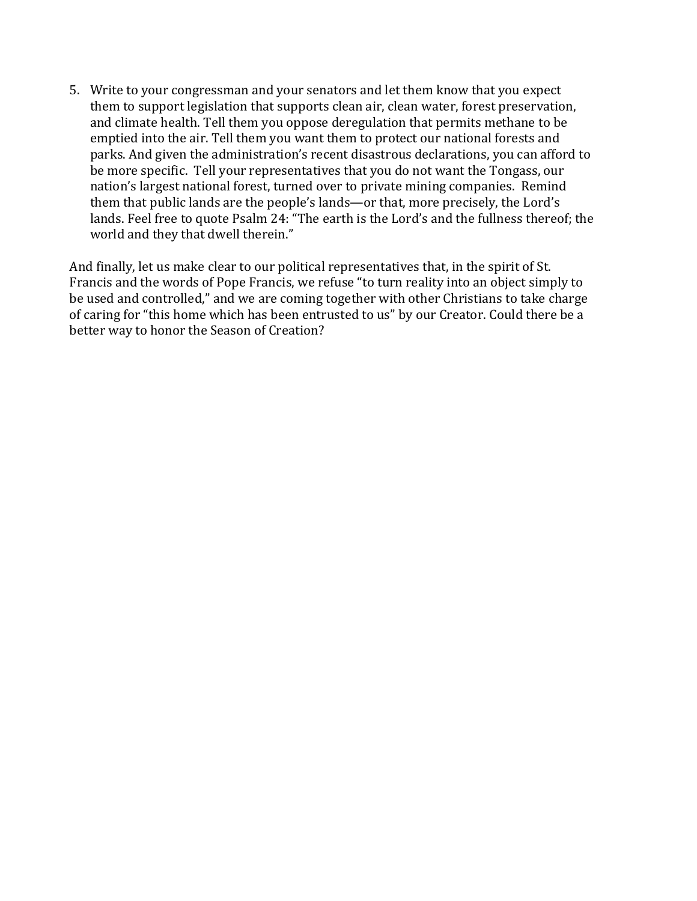5. Write to your congressman and your senators and let them know that you expect them to support legislation that supports clean air, clean water, forest preservation, and climate health. Tell them you oppose deregulation that permits methane to be emptied into the air. Tell them you want them to protect our national forests and parks. And given the administration's recent disastrous declarations, you can afford to be more specific. Tell your representatives that you do not want the Tongass, our nation's largest national forest, turned over to private mining companies. Remind them that public lands are the people's lands—or that, more precisely, the Lord's lands. Feel free to quote Psalm 24: "The earth is the Lord's and the fullness thereof; the world and they that dwell therein."

And finally, let us make clear to our political representatives that, in the spirit of St. Francis and the words of Pope Francis, we refuse "to turn reality into an object simply to be used and controlled," and we are coming together with other Christians to take charge of caring for "this home which has been entrusted to us" by our Creator. Could there be a better way to honor the Season of Creation?